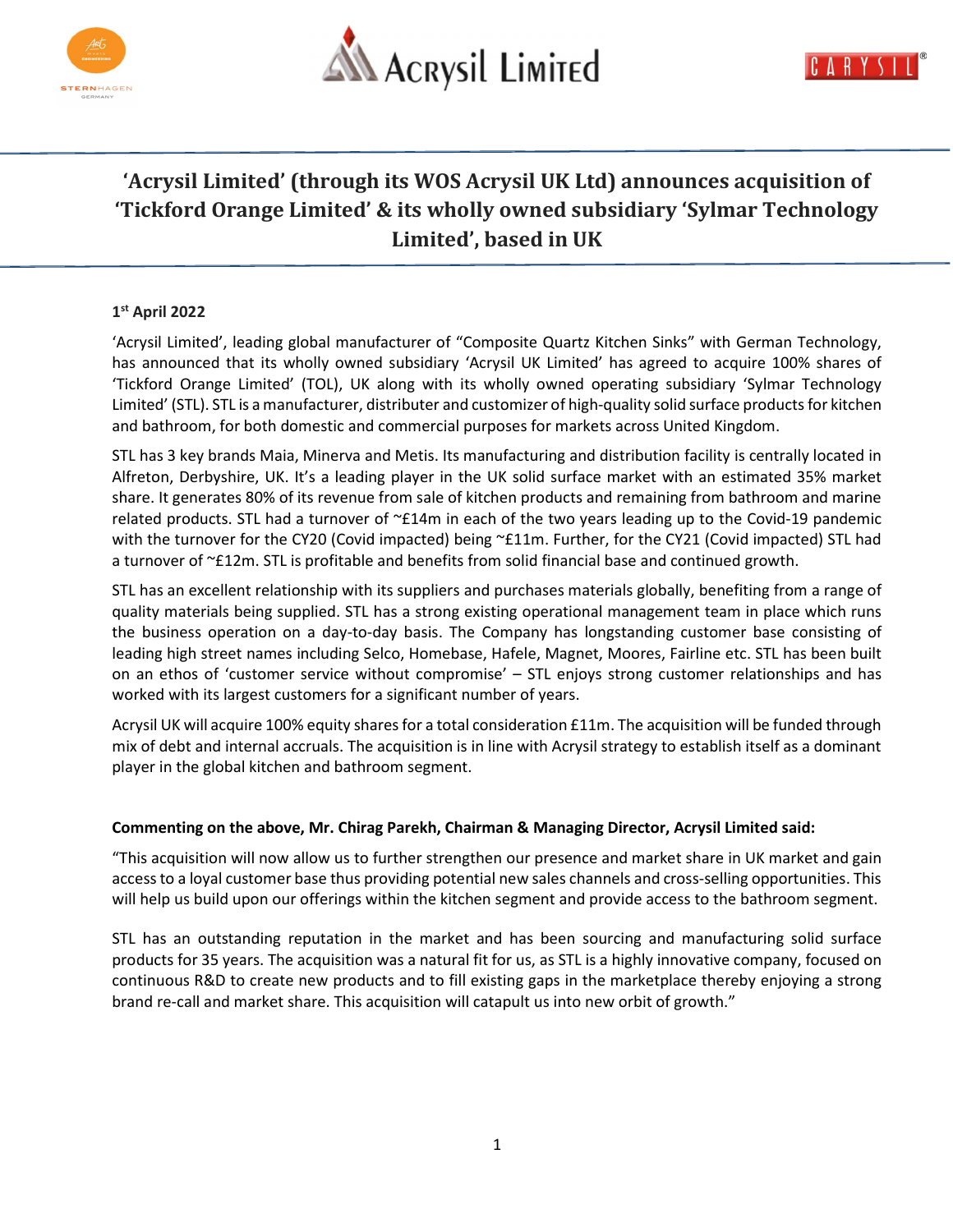# 'Acrysil Limited' (through its WOS Acrysil UK Ltd) announces acquisition of 'Tickford Orange Limited' & its wholly owned subsidiary 'Sylmar Technology Limited', based in UK

**1st April 2022**

'Acrysil Limited', leading global manufacturer of "Composite Quartz Kitchen Sinks" with German Technology, has announced that its wholly owned subsidiary 'Acrysil UK Limited' has agreed to acquire 100% shares of 'Tickford Orange Limited' (TOL), UK along with its wholly owned operating subsidiary 'Sylmar Technology Limited' (STL). STL is a manufacturer, distributer and customizer of high-quality solid surface products for kitchen and bathroom, for both domestic and commercial purposes for markets across United Kingdom.

STL has 3 key brands Maia, Minerva and Metis. Its manufacturing and distribution facility is centrally located in Alfreton, Derbyshire, UK. It's a leading player in the UK solid surface market with an estimated 35% market share. It generates 80% of its revenue from sale of kitchen products and remaining from bathroom and marine related products. STL had a turnover of ~£14m in each of the two years leading up to the Covid-19 pandemic with the turnover for the CY20 (Covid impacted) being ~£11m. Further, for the CY21 (Covid impacted) STL had a turnover of ~£12m. STL is profitable and benefits from solid financial base and continued growth.

STL has an excellent relationship with its suppliers and purchases materials globally, benefiting from a range of quality materials being supplied. STL has a strong existing operational management team in place which runs the business operation on a day-to-day basis. The Company has longstanding customer base consisting of leading high street names including Selco, Homebase, Hafele, Magnet, Moores, Fairline etc. STL has been built on an ethos of 'customer service without compromise' – STL enjoys strong customer relationships and has worked with its largest customers for a significant number of years.

Acrysil UK will acquire 100% equity shares for a total consideration £11m. The acquisition will be funded through mix of debt and internal accruals. The acquisition is in line with Acrysil strategy to establish itself as a dominant player in the global kitchen and bathroom segment.

**Commenting on the above, Mr. Chirag Parekh, Chairman & Managing Director, Acrysil Limited said:**

"This acquisition will now allow us to further strengthen our presence and market share in UK market and gain access to a loyal customer base thus providing potential new sales channels and cross-selling opportunities. This will help us build upon our offerings within the kitchen segment and provide access to the bathroom segment.

STL has an outstanding reputation in the market and has been sourcing and manufacturing solid surface products for 35 years. The acquisition was a natural fit for us, as STL is a highly innovative company, focused on continuous R&D to create new products and to fill existing gaps in the marketplace thereby enjoying a strong brand re-call and market share. This acquisition will catapult us into new orbit of growth."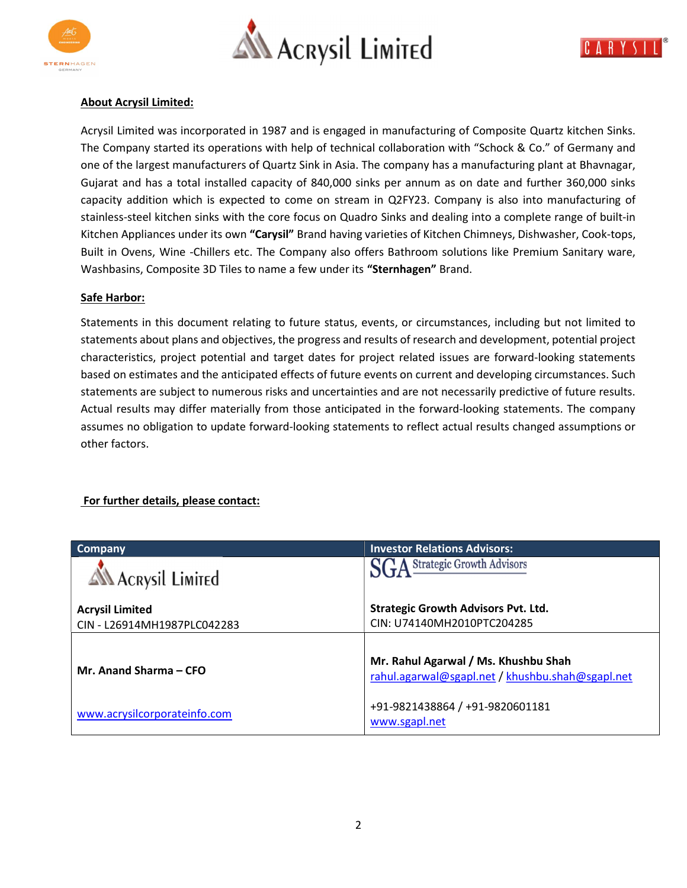**About Acrysil Limited:**

Acrysil Limited was incorporated in 1987 and is engaged in manufacturing of Composite Quartz kitchen Sinks. The Company started its operations with help of technical collaboration with "Schock & Co." of Germany and one of the largest manufacturers of Quartz Sink in Asia. The company has a manufacturing plant at Bhavnagar, Gujarat and has a total installed capacity of 840,000 sinks per annum as on date and further 360,000 sinks capacity addition which is expected to come on stream in Q2FY23. Company is also into manufacturing of stainless-steel kitchen sinks with the core focus on Quadro Sinks and dealing into a complete range of built-in Kitchen Appliances under its own **"Carysil"** Brand having varieties of Kitchen Chimneys, Dishwasher, Cook-tops, Built in Ovens, Wine -Chillers etc. The Company also offers Bathroom solutions like Premium Sanitary ware, Washbasins, Composite 3D Tiles to name a few under its **"Sternhagen"** Brand.

**Safe Harbor:**

Statements in this document relating to future status, events, or circumstances, including but not limited to statements about plans and objectives, the progress and results of research and development, potential project characteristics, project potential and target dates for project related issues are forward-looking statements based on estimates and the anticipated effects of future events on current and developing circumstances. Such statements are subject to numerous risks and uncertainties and are not necessarily predictive of future results. Actual results may differ materially from those anticipated in the forward-looking statements. The company assumes no obligation to update forward-looking statements to reflect actual results changed assumptions or other factors.

**For further details, please contact:**

| Company | Investor Relations Advisors: |
|---|---|
| Acrysil Limited | SGA Strategic Growth Advisors |
| **Acrysil Limited**<br>CIN - L26914MH1987PLC042283 | **Strategic Growth Advisors Pvt. Ltd.**<br>CIN: U74140MH2010PTC204285 |
| **Mr. Anand Sharma – CFO**<br><br>www.acrysilcorporateinfo.com | **Mr. Rahul Agarwal / Ms. Khushbu Shah**<br>rahul.agarwal@sgapl.net / khushbu.shah@sgapl.net<br><br>+91-9821438864 / +91-9820601181<br>www.sgapl.net |